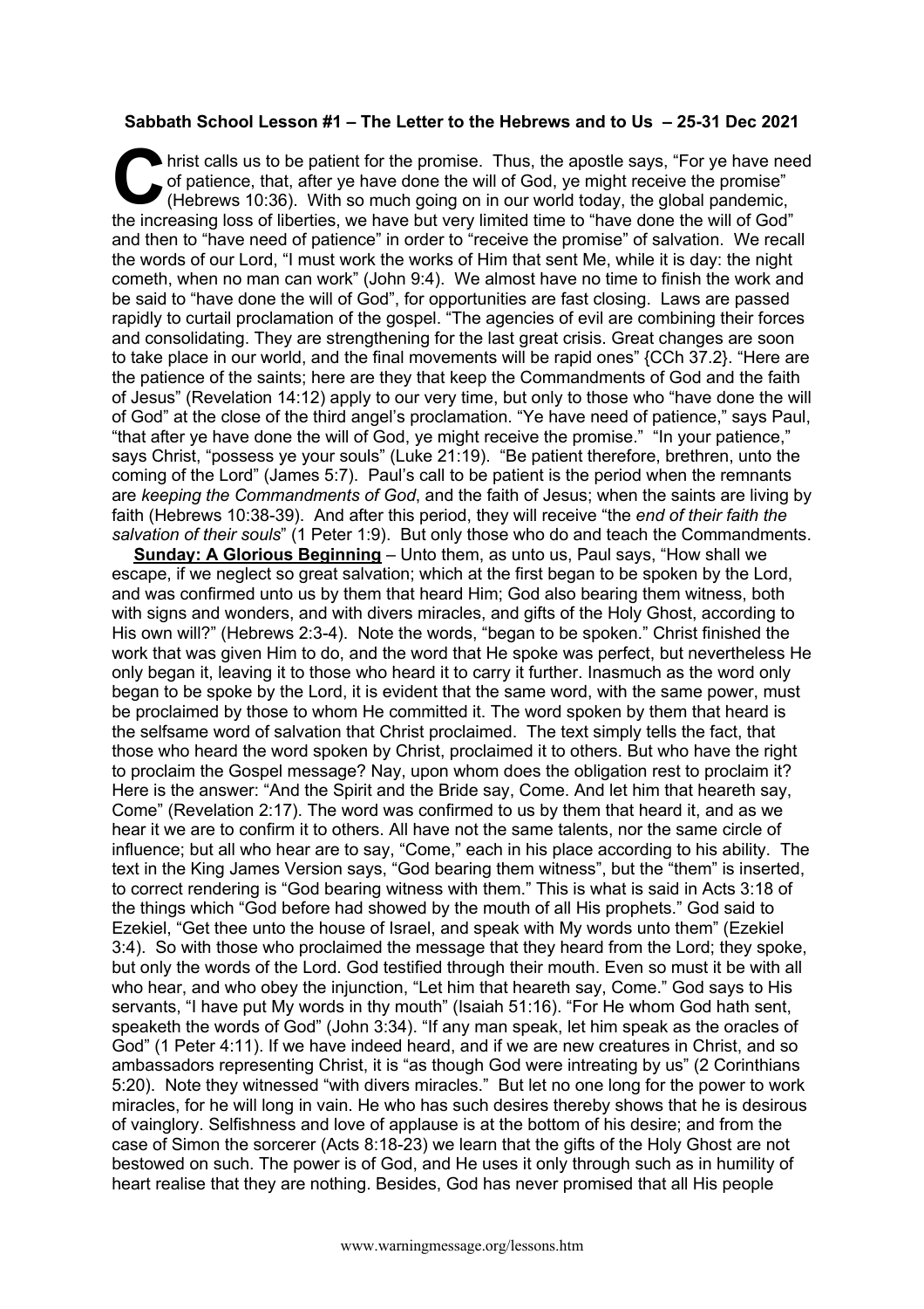**Sabbath School Lesson #1 – The Letter to the Hebrews and to Us – 25-31 Dec 2021**

Christ calls us to be patient for the promise. Thus, the apostle says, "For ye have need of patience, that, after ye have done the will of God, ye might receive the promise" (Hebrews 10:36). With so much going on in our world today, the global pandemic, the increasing loss of liberties, we have but very limited time to "have done the will of God" and then to "have need of patience" in order to "receive the promise" of salvation. We recall the words of our Lord, "I must work the works of Him that sent Me, while it is day: the night cometh, when no man can work" (John 9:4). We almost have no time to finish the work and be said to "have done the will of God", for opportunities are fast closing. Laws are passed rapidly to curtail proclamation of the gospel. "The agencies of evil are combining their forces and consolidating. They are strengthening for the last great crisis. Great changes are soon to take place in our world, and the final movements will be rapid ones" {CCh 37.2}. "Here are the patience of the saints; here are they that keep the Commandments of God and the faith of Jesus" (Revelation 14:12) apply to our very time, but only to those who "have done the will of God" at the close of the third angel's proclamation. "Ye have need of patience," says Paul, "that after ye have done the will of God, ye might receive the promise." "In your patience," says Christ, "possess ye your souls" (Luke 21:19). "Be patient therefore, brethren, unto the coming of the Lord" (James 5:7). Paul's call to be patient is the period when the remnants are *keeping the Commandments of God*, and the faith of Jesus; when the saints are living by faith (Hebrews 10:38-39). And after this period, they will receive "the *end of their faith the salvation of their souls*" (1 Peter 1:9). But only those who do and teach the Commandments.

**Sunday: A Glorious Beginning** – Unto them, as unto us, Paul says, "How shall we escape, if we neglect so great salvation; which at the first began to be spoken by the Lord, and was confirmed unto us by them that heard Him; God also bearing them witness, both with signs and wonders, and with divers miracles, and gifts of the Holy Ghost, according to His own will?" (Hebrews 2:3-4). Note the words, "began to be spoken." Christ finished the work that was given Him to do, and the word that He spoke was perfect, but nevertheless He only began it, leaving it to those who heard it to carry it further. Inasmuch as the word only began to be spoke by the Lord, it is evident that the same word, with the same power, must be proclaimed by those to whom He committed it. The word spoken by them that heard is the selfsame word of salvation that Christ proclaimed. The text simply tells the fact, that those who heard the word spoken by Christ, proclaimed it to others. But who have the right to proclaim the Gospel message? Nay, upon whom does the obligation rest to proclaim it? Here is the answer: "And the Spirit and the Bride say, Come. And let him that heareth say, Come" (Revelation 2:17). The word was confirmed to us by them that heard it, and as we hear it we are to confirm it to others. All have not the same talents, nor the same circle of influence; but all who hear are to say, "Come," each in his place according to his ability. The text in the King James Version says, "God bearing them witness", but the "them" is inserted, to correct rendering is "God bearing witness with them." This is what is said in Acts 3:18 of the things which "God before had showed by the mouth of all His prophets." God said to Ezekiel, "Get thee unto the house of Israel, and speak with My words unto them" (Ezekiel 3:4). So with those who proclaimed the message that they heard from the Lord; they spoke, but only the words of the Lord. God testified through their mouth. Even so must it be with all who hear, and who obey the injunction, "Let him that heareth say, Come." God says to His servants, "I have put My words in thy mouth" (Isaiah 51:16). "For He whom God hath sent, speaketh the words of God" (John 3:34). "If any man speak, let him speak as the oracles of God" (1 Peter 4:11). If we have indeed heard, and if we are new creatures in Christ, and so ambassadors representing Christ, it is "as though God were intreating by us" (2 Corinthians 5:20). Note they witnessed "with divers miracles." But let no one long for the power to work miracles, for he will long in vain. He who has such desires thereby shows that he is desirous of vainglory. Selfishness and love of applause is at the bottom of his desire; and from the case of Simon the sorcerer (Acts 8:18-23) we learn that the gifts of the Holy Ghost are not bestowed on such. The power is of God, and He uses it only through such as in humility of heart realise that they are nothing. Besides, God has never promised that all His people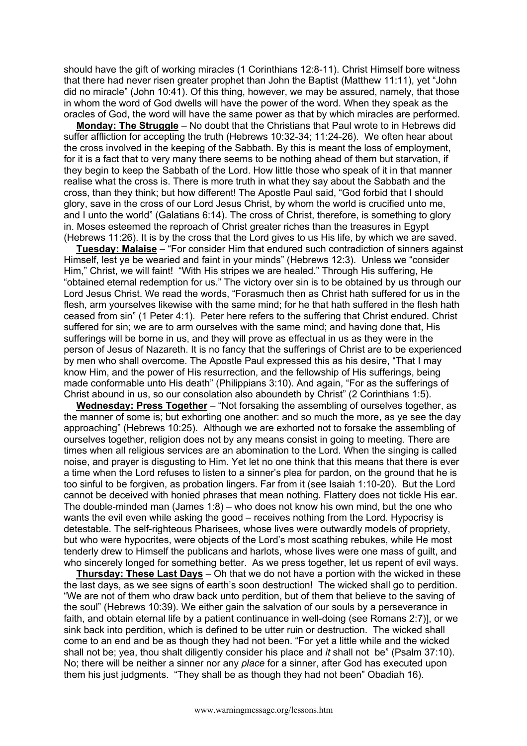should have the gift of working miracles (1 Corinthians 12:8-11). Christ Himself bore witness that there had never risen greater prophet than John the Baptist (Matthew 11:11), yet "John did no miracle" (John 10:41). Of this thing, however, we may be assured, namely, that those in whom the word of God dwells will have the power of the word. When they speak as the oracles of God, the word will have the same power as that by which miracles are performed.

**Monday: The Struggle** – No doubt that the Christians that Paul wrote to in Hebrews did suffer affliction for accepting the truth (Hebrews 10:32-34; 11:24-26). We often hear about the cross involved in the keeping of the Sabbath. By this is meant the loss of employment, for it is a fact that to very many there seems to be nothing ahead of them but starvation, if they begin to keep the Sabbath of the Lord. How little those who speak of it in that manner realise what the cross is. There is more truth in what they say about the Sabbath and the cross, than they think; but how different! The Apostle Paul said, "God forbid that I should glory, save in the cross of our Lord Jesus Christ, by whom the world is crucified unto me, and I unto the world" (Galatians 6:14). The cross of Christ, therefore, is something to glory in. Moses esteemed the reproach of Christ greater riches than the treasures in Egypt (Hebrews 11:26). It is by the cross that the Lord gives to us His life, by which we are saved.

**Tuesday: Malaise** – "For consider Him that endured such contradiction of sinners against Himself, lest ye be wearied and faint in your minds" (Hebrews 12:3). Unless we "consider Him," Christ, we will faint! "With His stripes we are healed." Through His suffering, He "obtained eternal redemption for us." The victory over sin is to be obtained by us through our Lord Jesus Christ. We read the words, "Forasmuch then as Christ hath suffered for us in the flesh, arm yourselves likewise with the same mind; for he that hath suffered in the flesh hath ceased from sin" (1 Peter 4:1). Peter here refers to the suffering that Christ endured. Christ suffered for sin; we are to arm ourselves with the same mind; and having done that, His sufferings will be borne in us, and they will prove as effectual in us as they were in the person of Jesus of Nazareth. It is no fancy that the sufferings of Christ are to be experienced by men who shall overcome. The Apostle Paul expressed this as his desire, "That I may know Him, and the power of His resurrection, and the fellowship of His sufferings, being made conformable unto His death" (Philippians 3:10). And again, "For as the sufferings of Christ abound in us, so our consolation also aboundeth by Christ" (2 Corinthians 1:5).

**Wednesday: Press Together** – "Not forsaking the assembling of ourselves together, as the manner of some is; but exhorting one another: and so much the more, as ye see the day approaching" (Hebrews 10:25). Although we are exhorted not to forsake the assembling of ourselves together, religion does not by any means consist in going to meeting. There are times when all religious services are an abomination to the Lord. When the singing is called noise, and prayer is disgusting to Him. Yet let no one think that this means that there is ever a time when the Lord refuses to listen to a sinner's plea for pardon, on the ground that he is too sinful to be forgiven, as probation lingers. Far from it (see Isaiah 1:10-20). But the Lord cannot be deceived with honied phrases that mean nothing. Flattery does not tickle His ear. The double-minded man (James 1:8) – who does not know his own mind, but the one who wants the evil even while asking the good – receives nothing from the Lord. Hypocrisy is detestable. The self-righteous Pharisees, whose lives were outwardly models of propriety, but who were hypocrites, were objects of the Lord's most scathing rebukes, while He most tenderly drew to Himself the publicans and harlots, whose lives were one mass of guilt, and who sincerely longed for something better. As we press together, let us repent of evil ways.

**Thursday: These Last Days** – Oh that we do not have a portion with the wicked in these the last days, as we see signs of earth's soon destruction! The wicked shall go to perdition. "We are not of them who draw back unto perdition, but of them that believe to the saving of the soul" (Hebrews 10:39). We either gain the salvation of our souls by a perseverance in faith, and obtain eternal life by a patient continuance in well-doing (see Romans 2:7)], or we sink back into perdition, which is defined to be utter ruin or destruction. The wicked shall come to an end and be as though they had not been. "For yet a little while and the wicked shall not be; yea, thou shalt diligently consider his place and *it* shall not be" (Psalm 37:10). No; there will be neither a sinner nor any *place* for a sinner, after God has executed upon them his just judgments. "They shall be as though they had not been" Obadiah 16).